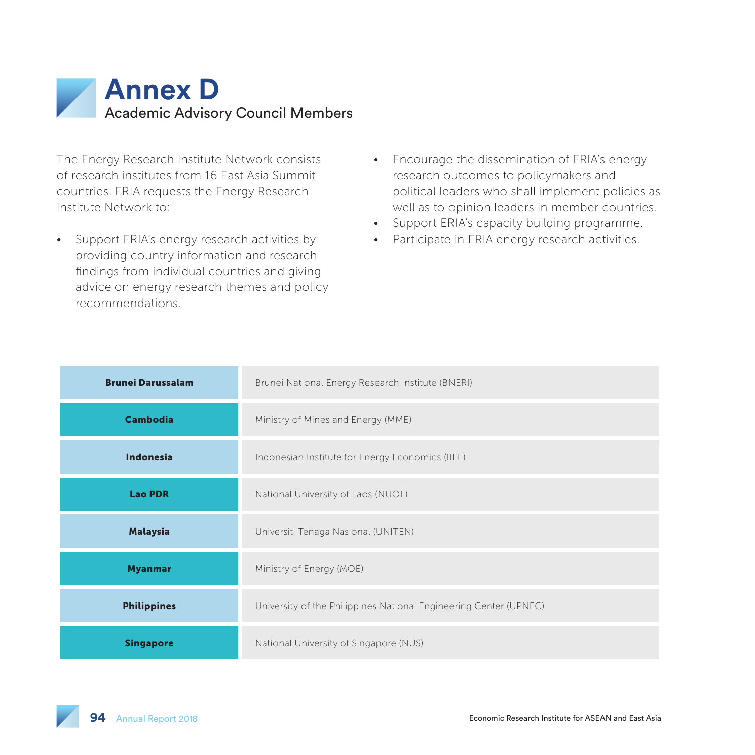# Annex D

## Academic Advisory Council Members

The Energy Research Institute Network consists of research institutes from 16 East Asia Summit countries. ERIA requests the Energy Research Institute Network to:

- Support ERIA's energy research activities by providing country information and research findings from individual countries and giving advice on energy research themes and policy recommendations.
- Encourage the dissemination of ERIA's energy research outcomes to policymakers and political leaders who shall implement policies as well as to opinion leaders in member countries.
- Support ERIA's capacity building programme.
- Participate in ERIA energy research activities.

| | |
|---|---|
| **Brunei Darussalam** | Brunei National Energy Research Institute (BNERI) |
| **Cambodia** | Ministry of Mines and Energy (MME) |
| **Indonesia** | Indonesian Institute for Energy Economics (IIEE) |
| **Lao PDR** | National University of Laos (NUOL) |
| **Malaysia** | Universiti Tenaga Nasional (UNITEN) |
| **Myanmar** | Ministry of Energy (MOE) |
| **Philippines** | University of the Philippines National Engineering Center (UPNEC) |
| **Singapore** | National University of Singapore (NUS) |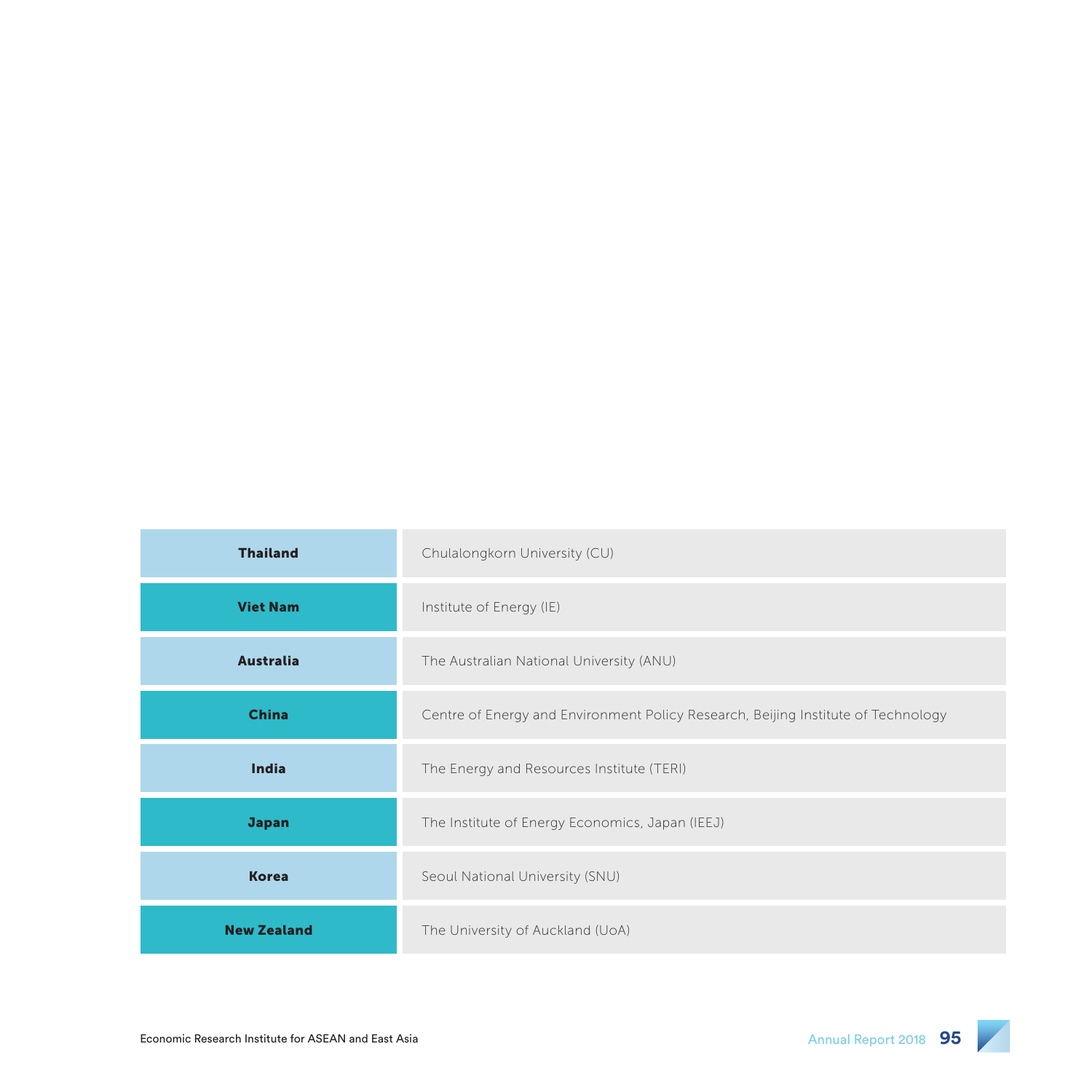| | |
|---|---|
| **Thailand** | Chulalongkorn University (CU) |
| **Viet Nam** | Institute of Energy (IE) |
| **Australia** | The Australian National University (ANU) |
| **China** | Centre of Energy and Environment Policy Research, Beijing Institute of Technology |
| **India** | The Energy and Resources Institute (TERI) |
| **Japan** | The Institute of Energy Economics, Japan (IEEJ) |
| **Korea** | Seoul National University (SNU) |
| **New Zealand** | The University of Auckland (UoA) |